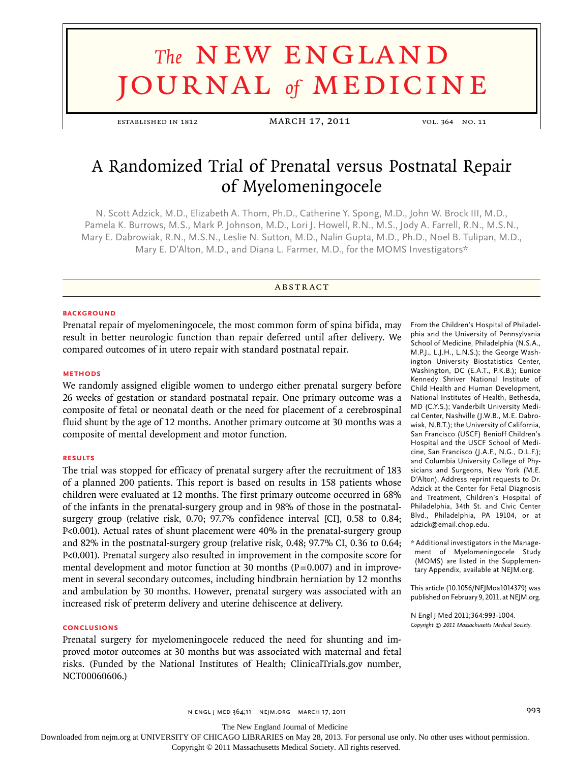# The NEW ENGLAND JOURNAL of MEDICINE

ESTABLISHED IN 1812 — MARCH 17, 2011 — VOL. 364 NO. 11

# A Randomized Trial of Prenatal versus Postnatal Repair of Myelomeningocele

N. Scott Adzick, M.D., Elizabeth A. Thom, Ph.D., Catherine Y. Spong, M.D., John W. Brock III, M.D., Pamela K. Burrows, M.S., Mark P. Johnson, M.D., Lori J. Howell, R.N., M.S., Jody A. Farrell, R.N., M.S.N., Mary E. Dabrowiak, R.N., M.S.N., Leslie N. Sutton, M.D., Nalin Gupta, M.D., Ph.D., Noel B. Tulipan, M.D., Mary E. D'Alton, M.D., and Diana L. Farmer, M.D., for the MOMS Investigators*

## ABSTRACT

### BACKGROUND

Prenatal repair of myelomeningocele, the most common form of spina bifida, may result in better neurologic function than repair deferred until after delivery. We compared outcomes of in utero repair with standard postnatal repair.

### METHODS

We randomly assigned eligible women to undergo either prenatal surgery before 26 weeks of gestation or standard postnatal repair. One primary outcome was a composite of fetal or neonatal death or the need for placement of a cerebrospinal fluid shunt by the age of 12 months. Another primary outcome at 30 months was a composite of mental development and motor function.

### RESULTS

The trial was stopped for efficacy of prenatal surgery after the recruitment of 183 of a planned 200 patients. This report is based on results in 158 patients whose children were evaluated at 12 months. The first primary outcome occurred in 68% of the infants in the prenatal-surgery group and in 98% of those in the postnatal-surgery group (relative risk, 0.70; 97.7% confidence interval [CI], 0.58 to 0.84; P<0.001). Actual rates of shunt placement were 40% in the prenatal-surgery group and 82% in the postnatal-surgery group (relative risk, 0.48; 97.7% CI, 0.36 to 0.64; P<0.001). Prenatal surgery also resulted in improvement in the composite score for mental development and motor function at 30 months (P=0.007) and in improvement in several secondary outcomes, including hindbrain herniation by 12 months and ambulation by 30 months. However, prenatal surgery was associated with an increased risk of preterm delivery and uterine dehiscence at delivery.

### CONCLUSIONS

Prenatal surgery for myelomeningocele reduced the need for shunting and improved motor outcomes at 30 months but was associated with maternal and fetal risks. (Funded by the National Institutes of Health; ClinicalTrials.gov number, NCT00060606.)

From the Children's Hospital of Philadelphia and the University of Pennsylvania School of Medicine, Philadelphia (N.S.A., M.P.J., L.J.H., L.N.S.); the George Washington University Biostatistics Center, Washington, DC (E.A.T., P.K.B.); Eunice Kennedy Shriver National Institute of Child Health and Human Development, National Institutes of Health, Bethesda, MD (C.Y.S.); Vanderbilt University Medical Center, Nashville (J.W.B., M.E. Dabrowiak, N.B.T.); the University of California, San Francisco (USCF) Benioff Children's Hospital and the USCF School of Medicine, San Francisco (J.A.F., N.G., D.L.F.); and Columbia University College of Physicians and Surgeons, New York (M.E. D'Alton). Address reprint requests to Dr. Adzick at the Center for Fetal Diagnosis and Treatment, Children's Hospital of Philadelphia, 34th St. and Civic Center Blvd., Philadelphia, PA 19104, or at adzick@email.chop.edu.

* Additional investigators in the Management of Myelomeningocele Study (MOMS) are listed in the Supplementary Appendix, available at NEJM.org.

This article (10.1056/NEJMoa1014379) was published on February 9, 2011, at NEJM.org.

N Engl J Med 2011;364:993-1004.
*Copyright © 2011 Massachusetts Medical Society.*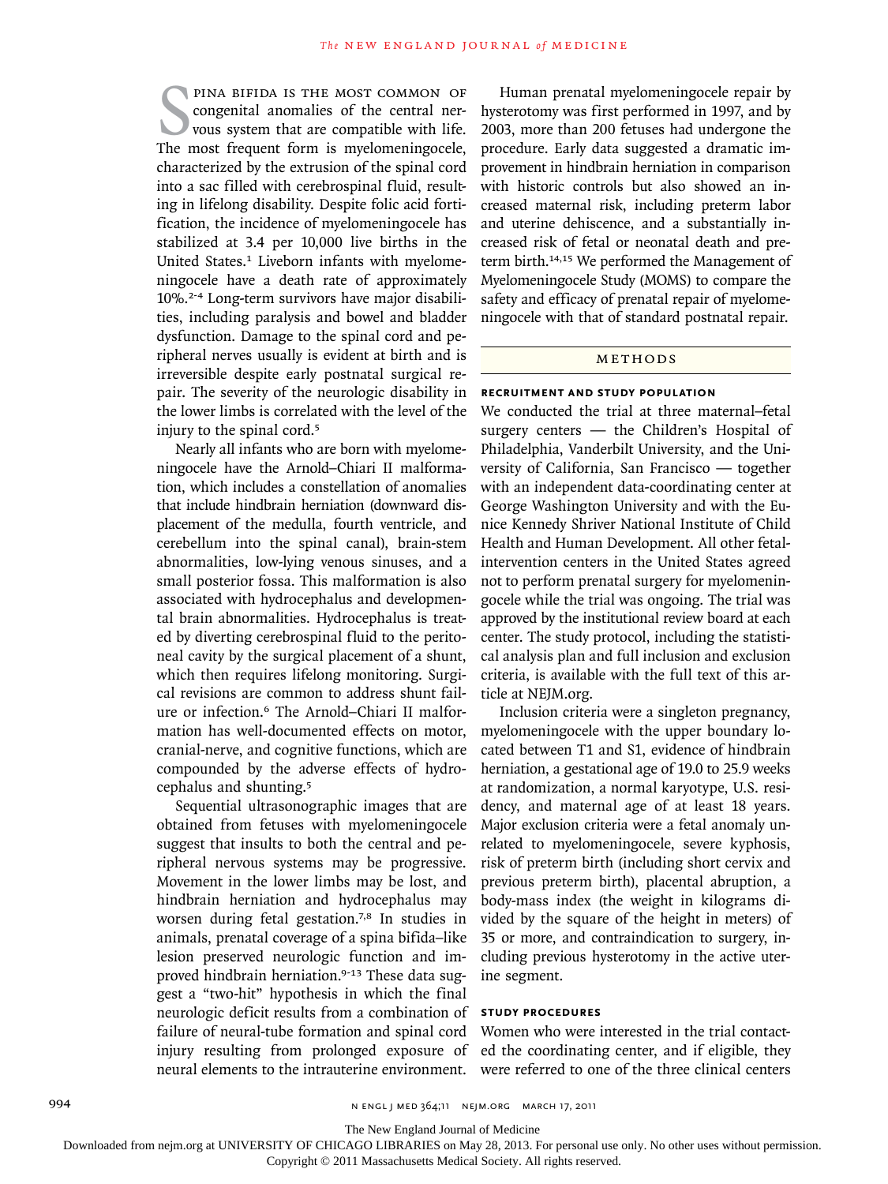Spina bifida is the most common of congenital anomalies of the central nervous system that are compatible with life. The most frequent form is myelomeningocele, characterized by the extrusion of the spinal cord into a sac filled with cerebrospinal fluid, resulting in lifelong disability. Despite folic acid fortification, the incidence of myelomeningocele has stabilized at 3.4 per 10,000 live births in the United States.[1] Liveborn infants with myelomeningocele have a death rate of approximately 10%.[2-4] Long-term survivors have major disabilities, including paralysis and bowel and bladder dysfunction. Damage to the spinal cord and peripheral nerves usually is evident at birth and is irreversible despite early postnatal surgical repair. The severity of the neurologic disability in the lower limbs is correlated with the level of the injury to the spinal cord.[5]

Nearly all infants who are born with myelomeningocele have the Arnold–Chiari II malformation, which includes a constellation of anomalies that include hindbrain herniation (downward displacement of the medulla, fourth ventricle, and cerebellum into the spinal canal), brain-stem abnormalities, low-lying venous sinuses, and a small posterior fossa. This malformation is also associated with hydrocephalus and developmental brain abnormalities. Hydrocephalus is treated by diverting cerebrospinal fluid to the peritoneal cavity by the surgical placement of a shunt, which then requires lifelong monitoring. Surgical revisions are common to address shunt failure or infection.[6] The Arnold–Chiari II malformation has well-documented effects on motor, cranial-nerve, and cognitive functions, which are compounded by the adverse effects of hydrocephalus and shunting.[5]

Sequential ultrasonographic images that are obtained from fetuses with myelomeningocele suggest that insults to both the central and peripheral nervous systems may be progressive. Movement in the lower limbs may be lost, and hindbrain herniation and hydrocephalus may worsen during fetal gestation.[7,8] In studies in animals, prenatal coverage of a spina bifida–like lesion preserved neurologic function and improved hindbrain herniation.[9-13] These data suggest a "two-hit" hypothesis in which the final neurologic deficit results from a combination of failure of neural-tube formation and spinal cord injury resulting from prolonged exposure of neural elements to the intrauterine environment.

Human prenatal myelomeningocele repair by hysterotomy was first performed in 1997, and by 2003, more than 200 fetuses had undergone the procedure. Early data suggested a dramatic improvement in hindbrain herniation in comparison with historic controls but also showed an increased maternal risk, including preterm labor and uterine dehiscence, and a substantially increased risk of fetal or neonatal death and preterm birth.[14,15] We performed the Management of Myelomeningocele Study (MOMS) to compare the safety and efficacy of prenatal repair of myelomeningocele with that of standard postnatal repair.

## Methods

### Recruitment and Study Population

We conducted the trial at three maternal–fetal surgery centers — the Children's Hospital of Philadelphia, Vanderbilt University, and the University of California, San Francisco — together with an independent data-coordinating center at George Washington University and with the Eunice Kennedy Shriver National Institute of Child Health and Human Development. All other fetal-intervention centers in the United States agreed not to perform prenatal surgery for myelomeningocele while the trial was ongoing. The trial was approved by the institutional review board at each center. The study protocol, including the statistical analysis plan and full inclusion and exclusion criteria, is available with the full text of this article at NEJM.org.

Inclusion criteria were a singleton pregnancy, myelomeningocele with the upper boundary located between T1 and S1, evidence of hindbrain herniation, a gestational age of 19.0 to 25.9 weeks at randomization, a normal karyotype, U.S. residency, and maternal age of at least 18 years. Major exclusion criteria were a fetal anomaly unrelated to myelomeningocele, severe kyphosis, risk of preterm birth (including short cervix and previous preterm birth), placental abruption, a body-mass index (the weight in kilograms divided by the square of the height in meters) of 35 or more, and contraindication to surgery, including previous hysterotomy in the active uterine segment.

### Study Procedures

Women who were interested in the trial contacted the coordinating center, and if eligible, they were referred to one of the three clinical centers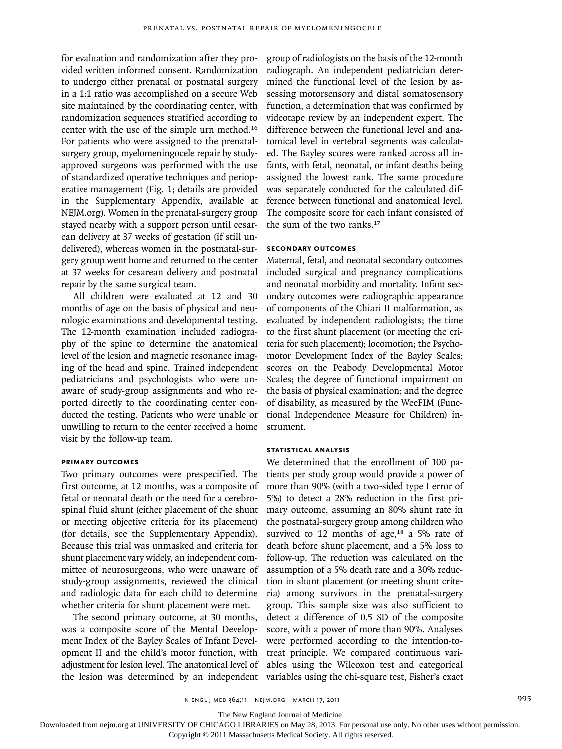for evaluation and randomization after they provided written informed consent. Randomization to undergo either prenatal or postnatal surgery in a 1:1 ratio was accomplished on a secure Web site maintained by the coordinating center, with randomization sequences stratified according to center with the use of the simple urn method.[16] For patients who were assigned to the prenatal-surgery group, myelomeningocele repair by study-approved surgeons was performed with the use of standardized operative techniques and perioperative management (Fig. 1; details are provided in the Supplementary Appendix, available at NEJM.org). Women in the prenatal-surgery group stayed nearby with a support person until cesarean delivery at 37 weeks of gestation (if still undelivered), whereas women in the postnatal-surgery group went home and returned to the center at 37 weeks for cesarean delivery and postnatal repair by the same surgical team.

All children were evaluated at 12 and 30 months of age on the basis of physical and neurologic examinations and developmental testing. The 12-month examination included radiography of the spine to determine the anatomical level of the lesion and magnetic resonance imaging of the head and spine. Trained independent pediatricians and psychologists who were unaware of study-group assignments and who reported directly to the coordinating center conducted the testing. Patients who were unable or unwilling to return to the center received a home visit by the follow-up team.

### PRIMARY OUTCOMES

Two primary outcomes were prespecified. The first outcome, at 12 months, was a composite of fetal or neonatal death or the need for a cerebrospinal fluid shunt (either placement of the shunt or meeting objective criteria for its placement) (for details, see the Supplementary Appendix). Because this trial was unmasked and criteria for shunt placement vary widely, an independent committee of neurosurgeons, who were unaware of study-group assignments, reviewed the clinical and radiologic data for each child to determine whether criteria for shunt placement were met.

The second primary outcome, at 30 months, was a composite score of the Mental Development Index of the Bayley Scales of Infant Development II and the child's motor function, with adjustment for lesion level. The anatomical level of the lesion was determined by an independent group of radiologists on the basis of the 12-month radiograph. An independent pediatrician determined the functional level of the lesion by assessing motorsensory and distal somatosensory function, a determination that was confirmed by videotape review by an independent expert. The difference between the functional level and anatomical level in vertebral segments was calculated. The Bayley scores were ranked across all infants, with fetal, neonatal, or infant deaths being assigned the lowest rank. The same procedure was separately conducted for the calculated difference between functional and anatomical level. The composite score for each infant consisted of the sum of the two ranks.[17]

### SECONDARY OUTCOMES

Maternal, fetal, and neonatal secondary outcomes included surgical and pregnancy complications and neonatal morbidity and mortality. Infant secondary outcomes were radiographic appearance of components of the Chiari II malformation, as evaluated by independent radiologists; the time to the first shunt placement (or meeting the criteria for such placement); locomotion; the Psychomotor Development Index of the Bayley Scales; scores on the Peabody Developmental Motor Scales; the degree of functional impairment on the basis of physical examination; and the degree of disability, as measured by the WeeFIM (Functional Independence Measure for Children) instrument.

### STATISTICAL ANALYSIS

We determined that the enrollment of 100 patients per study group would provide a power of more than 90% (with a two-sided type I error of 5%) to detect a 28% reduction in the first primary outcome, assuming an 80% shunt rate in the postnatal-surgery group among children who survived to 12 months of age,[18] a 5% rate of death before shunt placement, and a 5% loss to follow-up. The reduction was calculated on the assumption of a 5% death rate and a 30% reduction in shunt placement (or meeting shunt criteria) among survivors in the prenatal-surgery group. This sample size was also sufficient to detect a difference of 0.5 SD of the composite score, with a power of more than 90%. Analyses were performed according to the intention-to-treat principle. We compared continuous variables using the Wilcoxon test and categorical variables using the chi-square test, Fisher's exact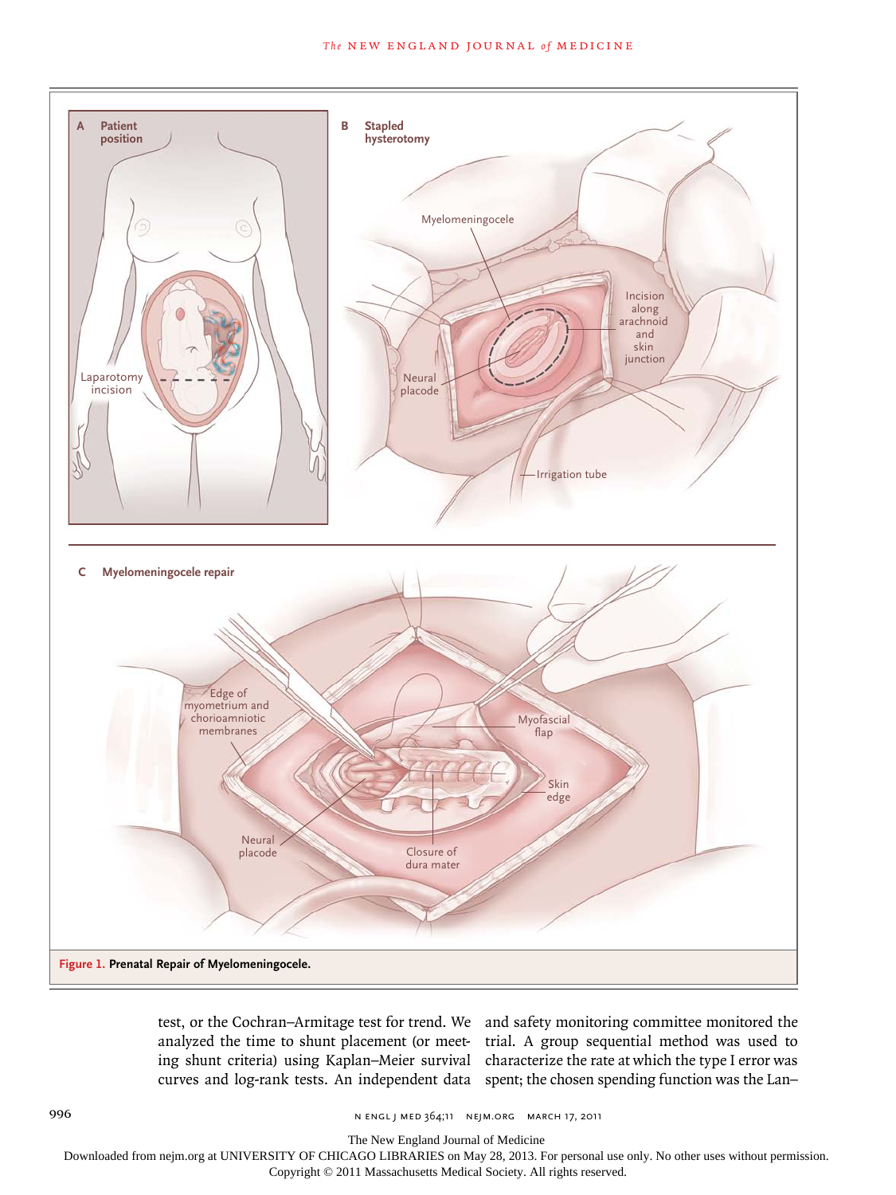**Figure 1. Prenatal Repair of Myelomeningocele.**

test, or the Cochran–Armitage test for trend. We analyzed the time to shunt placement (or meeting shunt criteria) using Kaplan–Meier survival curves and log-rank tests. An independent data and safety monitoring committee monitored the trial. A group sequential method was used to characterize the rate at which the type I error was spent; the chosen spending function was the Lan–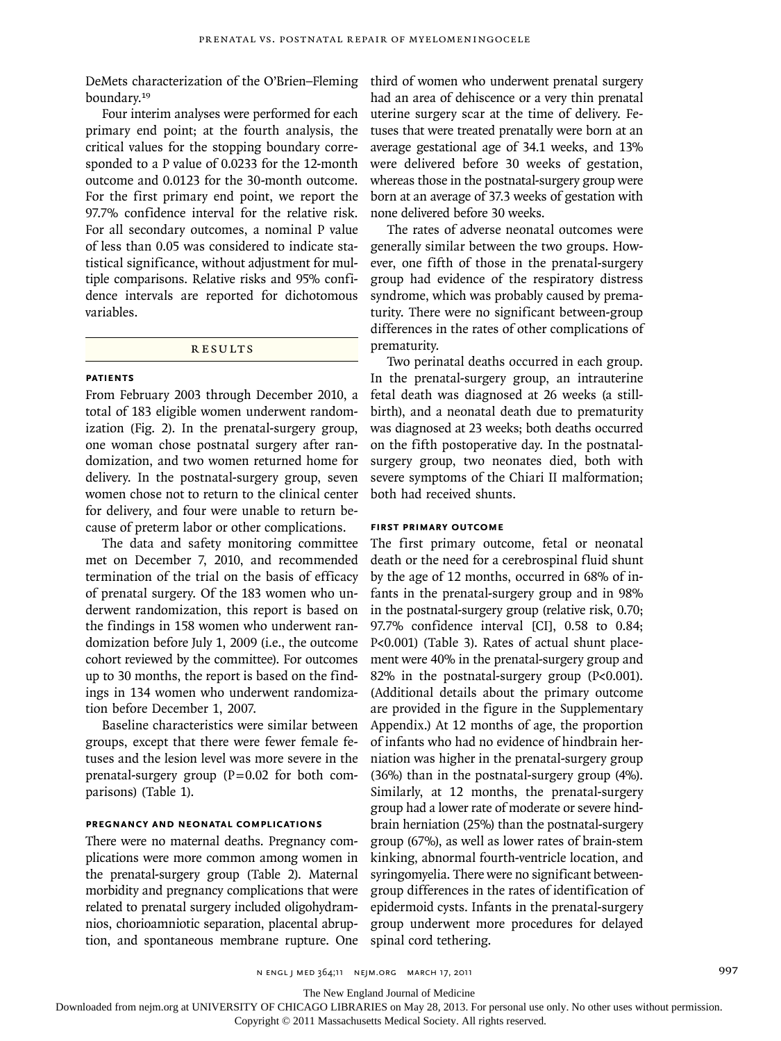DeMets characterization of the O'Brien–Fleming boundary.[19]

Four interim analyses were performed for each primary end point; at the fourth analysis, the critical values for the stopping boundary corresponded to a P value of 0.0233 for the 12-month outcome and 0.0123 for the 30-month outcome. For the first primary end point, we report the 97.7% confidence interval for the relative risk. For all secondary outcomes, a nominal P value of less than 0.05 was considered to indicate statistical significance, without adjustment for multiple comparisons. Relative risks and 95% confidence intervals are reported for dichotomous variables.

## Results

### Patients

From February 2003 through December 2010, a total of 183 eligible women underwent randomization (Fig. 2). In the prenatal-surgery group, one woman chose postnatal surgery after randomization, and two women returned home for delivery. In the postnatal-surgery group, seven women chose not to return to the clinical center for delivery, and four were unable to return because of preterm labor or other complications.

The data and safety monitoring committee met on December 7, 2010, and recommended termination of the trial on the basis of efficacy of prenatal surgery. Of the 183 women who underwent randomization, this report is based on the findings in 158 women who underwent randomization before July 1, 2009 (i.e., the outcome cohort reviewed by the committee). For outcomes up to 30 months, the report is based on the findings in 134 women who underwent randomization before December 1, 2007.

Baseline characteristics were similar between groups, except that there were fewer female fetuses and the lesion level was more severe in the prenatal-surgery group (P=0.02 for both comparisons) (Table 1).

### Pregnancy and Neonatal Complications

There were no maternal deaths. Pregnancy complications were more common among women in the prenatal-surgery group (Table 2). Maternal morbidity and pregnancy complications that were related to prenatal surgery included oligohydramnios, chorioamniotic separation, placental abruption, and spontaneous membrane rupture. One third of women who underwent prenatal surgery had an area of dehiscence or a very thin prenatal uterine surgery scar at the time of delivery. Fetuses that were treated prenatally were born at an average gestational age of 34.1 weeks, and 13% were delivered before 30 weeks of gestation, whereas those in the postnatal-surgery group were born at an average of 37.3 weeks of gestation with none delivered before 30 weeks.

The rates of adverse neonatal outcomes were generally similar between the two groups. However, one fifth of those in the prenatal-surgery group had evidence of the respiratory distress syndrome, which was probably caused by prematurity. There were no significant between-group differences in the rates of other complications of prematurity.

Two perinatal deaths occurred in each group. In the prenatal-surgery group, an intrauterine fetal death was diagnosed at 26 weeks (a stillbirth), and a neonatal death due to prematurity was diagnosed at 23 weeks; both deaths occurred on the fifth postoperative day. In the postnatal-surgery group, two neonates died, both with severe symptoms of the Chiari II malformation; both had received shunts.

### First Primary Outcome

The first primary outcome, fetal or neonatal death or the need for a cerebrospinal fluid shunt by the age of 12 months, occurred in 68% of infants in the prenatal-surgery group and in 98% in the postnatal-surgery group (relative risk, 0.70; 97.7% confidence interval [CI], 0.58 to 0.84; P<0.001) (Table 3). Rates of actual shunt placement were 40% in the prenatal-surgery group and 82% in the postnatal-surgery group (P<0.001). (Additional details about the primary outcome are provided in the figure in the Supplementary Appendix.) At 12 months of age, the proportion of infants who had no evidence of hindbrain herniation was higher in the prenatal-surgery group (36%) than in the postnatal-surgery group (4%). Similarly, at 12 months, the prenatal-surgery group had a lower rate of moderate or severe hindbrain herniation (25%) than the postnatal-surgery group (67%), as well as lower rates of brain-stem kinking, abnormal fourth-ventricle location, and syringomyelia. There were no significant between-group differences in the rates of identification of epidermoid cysts. Infants in the prenatal-surgery group underwent more procedures for delayed spinal cord tethering.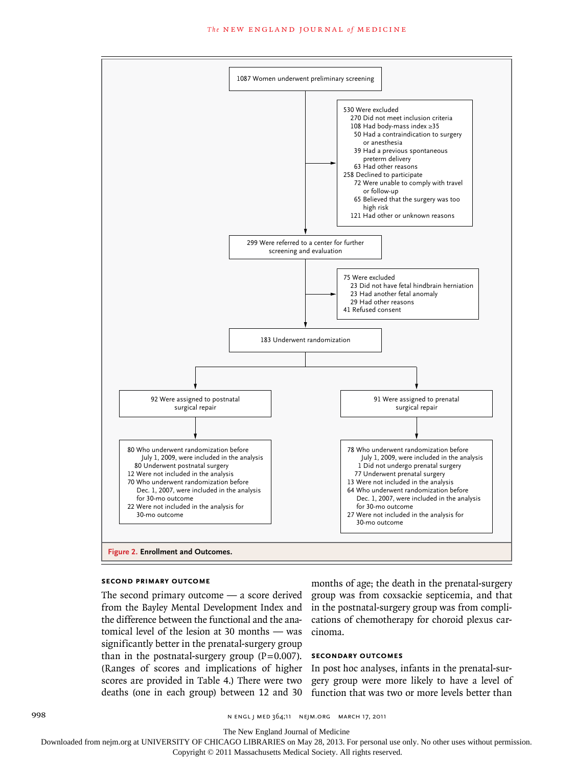1087 Women underwent preliminary screening

530 Were excluded
- 270 Did not meet inclusion criteria
  - 108 Had body-mass index ≥35
  - 50 Had a contraindication to surgery or anesthesia
  - 39 Had a previous spontaneous preterm delivery
  - 63 Had other reasons
- 258 Declined to participate
  - 72 Were unable to comply with travel or follow-up
  - 65 Believed that the surgery was too high risk
  - 121 Had other or unknown reasons

299 Were referred to a center for further screening and evaluation

75 Were excluded
- 23 Did not have fetal hindbrain herniation
- 23 Had another fetal anomaly
- 29 Had other reasons

41 Refused consent

183 Underwent randomization

92 Were assigned to postnatal surgical repair

- 80 Who underwent randomization before July 1, 2009, were included in the analysis
  - 80 Underwent postnatal surgery
- 12 Were not included in the analysis
- 70 Who underwent randomization before Dec. 1, 2007, were included in the analysis for 30-mo outcome
- 22 Were not included in the analysis for 30-mo outcome

91 Were assigned to prenatal surgical repair

- 78 Who underwent randomization before July 1, 2009, were included in the analysis
  - 1 Did not undergo prenatal surgery
  - 77 Underwent prenatal surgery
- 13 Were not included in the analysis
- 64 Who underwent randomization before Dec. 1, 2007, were included in the analysis for 30-mo outcome
- 27 Were not included in the analysis for 30-mo outcome

**Figure 2. Enrollment and Outcomes.**

### SECOND PRIMARY OUTCOME

The second primary outcome — a score derived from the Bayley Mental Development Index and the difference between the functional and the anatomical level of the lesion at 30 months — was significantly better in the prenatal-surgery group than in the postnatal-surgery group (P=0.007). (Ranges of scores and implications of higher scores are provided in Table 4.) There were two deaths (one in each group) between 12 and 30 months of age; the death in the prenatal-surgery group was from coxsackie septicemia, and that in the postnatal-surgery group was from complications of chemotherapy for choroid plexus carcinoma.

### SECONDARY OUTCOMES

In post hoc analyses, infants in the prenatal-surgery group were more likely to have a level of function that was two or more levels better than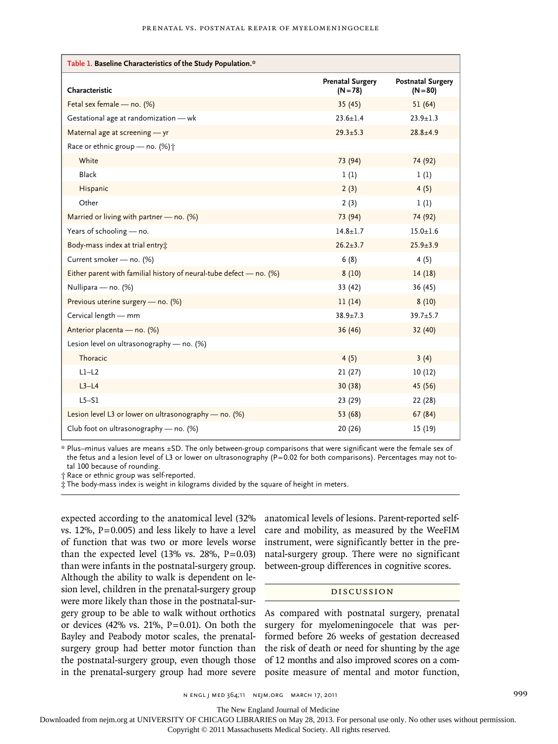**Table 1. Baseline Characteristics of the Study Population.***

| Characteristic | Prenatal Surgery (N=78) | Postnatal Surgery (N=80) |
|---|---|---|
| Fetal sex female — no. (%) | 35 (45) | 51 (64) |
| Gestational age at randomization — wk | 23.6±1.4 | 23.9±1.3 |
| Maternal age at screening — yr | 29.3±5.3 | 28.8±4.9 |
| Race or ethnic group — no. (%)† | | |
| White | 73 (94) | 74 (92) |
| Black | 1 (1) | 1 (1) |
| Hispanic | 2 (3) | 4 (5) |
| Other | 2 (3) | 1 (1) |
| Married or living with partner — no. (%) | 73 (94) | 74 (92) |
| Years of schooling — no. | 14.8±1.7 | 15.0±1.6 |
| Body-mass index at trial entry‡ | 26.2±3.7 | 25.9±3.9 |
| Current smoker — no. (%) | 6 (8) | 4 (5) |
| Either parent with familial history of neural-tube defect — no. (%) | 8 (10) | 14 (18) |
| Nullipara — no. (%) | 33 (42) | 36 (45) |
| Previous uterine surgery — no. (%) | 11 (14) | 8 (10) |
| Cervical length — mm | 38.9±7.3 | 39.7±5.7 |
| Anterior placenta — no. (%) | 36 (46) | 32 (40) |
| Lesion level on ultrasonography — no. (%) | | |
| Thoracic | 4 (5) | 3 (4) |
| L1–L2 | 21 (27) | 10 (12) |
| L3–L4 | 30 (38) | 45 (56) |
| L5–S1 | 23 (29) | 22 (28) |
| Lesion level L3 or lower on ultrasonography — no. (%) | 53 (68) | 67 (84) |
| Club foot on ultrasonography — no. (%) | 20 (26) | 15 (19) |

\* Plus–minus values are means ±SD. The only between-group comparisons that were significant were the female sex of the fetus and a lesion level of L3 or lower on ultrasonography (P=0.02 for both comparisons). Percentages may not total 100 because of rounding.

† Race or ethnic group was self-reported.

‡ The body-mass index is weight in kilograms divided by the square of height in meters.

expected according to the anatomical level (32% vs. 12%, P=0.005) and less likely to have a level of function that was two or more levels worse than the expected level (13% vs. 28%, P=0.03) than were infants in the postnatal-surgery group. Although the ability to walk is dependent on lesion level, children in the prenatal-surgery group were more likely than those in the postnatal-surgery group to be able to walk without orthotics or devices (42% vs. 21%, P=0.01). On both the Bayley and Peabody motor scales, the prenatal-surgery group had better motor function than the postnatal-surgery group, even though those in the prenatal-surgery group had more severe anatomical levels of lesions. Parent-reported self-care and mobility, as measured by the WeeFIM instrument, were significantly better in the prenatal-surgery group. There were no significant between-group differences in cognitive scores.

## DISCUSSION

As compared with postnatal surgery, prenatal surgery for myelomeningocele that was performed before 26 weeks of gestation decreased the risk of death or need for shunting by the age of 12 months and also improved scores on a composite measure of mental and motor function,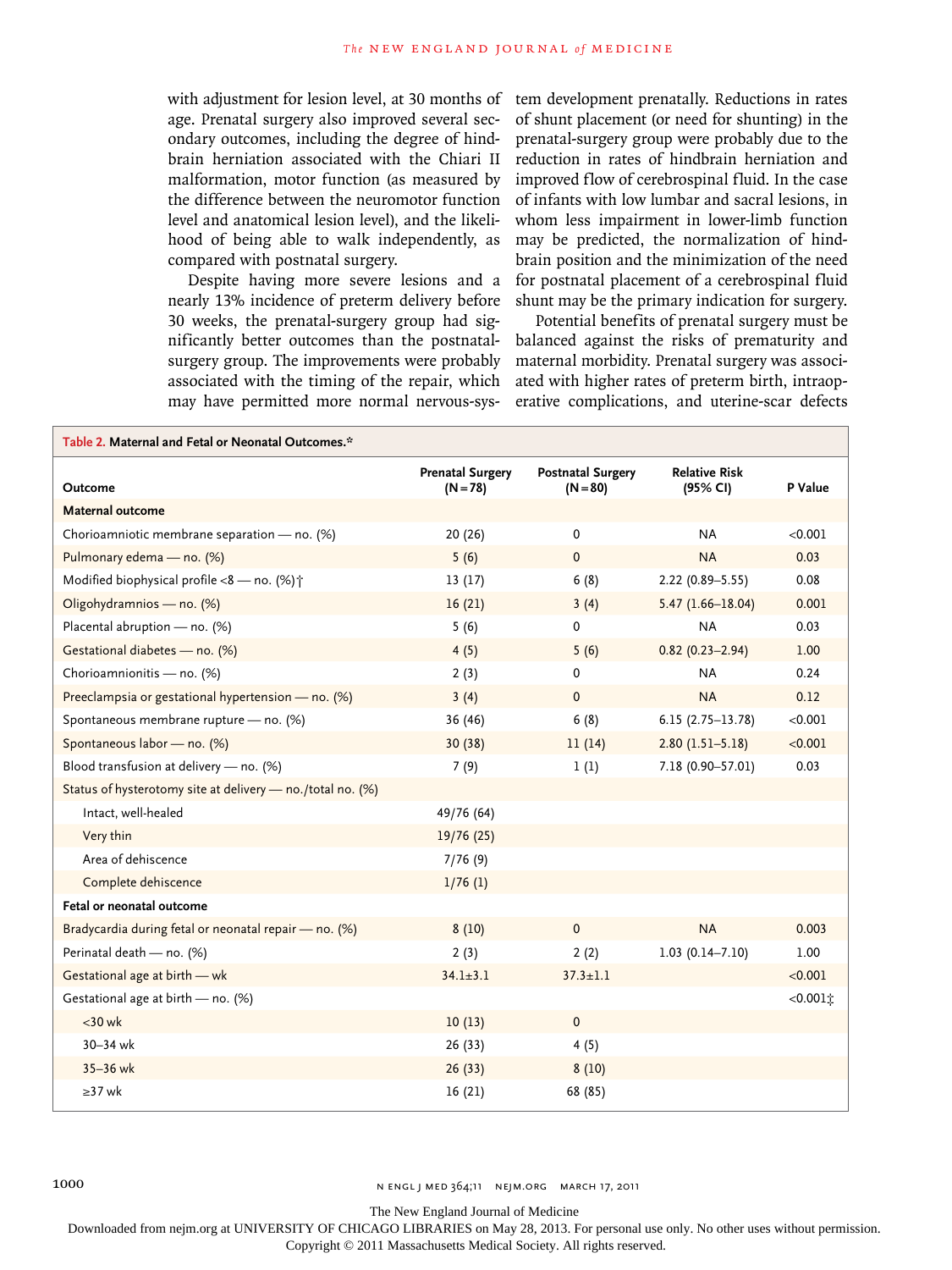with adjustment for lesion level, at 30 months of age. Prenatal surgery also improved several secondary outcomes, including the degree of hindbrain herniation associated with the Chiari II malformation, motor function (as measured by the difference between the neuromotor function level and anatomical lesion level), and the likelihood of being able to walk independently, as compared with postnatal surgery.

Despite having more severe lesions and a nearly 13% incidence of preterm delivery before 30 weeks, the prenatal-surgery group had significantly better outcomes than the postnatal-surgery group. The improvements were probably associated with the timing of the repair, which may have permitted more normal nervous-system development prenatally. Reductions in rates of shunt placement (or need for shunting) in the prenatal-surgery group were probably due to the reduction in rates of hindbrain herniation and improved flow of cerebrospinal fluid. In the case of infants with low lumbar and sacral lesions, in whom less impairment in lower-limb function may be predicted, the normalization of hindbrain position and the minimization of the need for postnatal placement of a cerebrospinal fluid shunt may be the primary indication for surgery.

Potential benefits of prenatal surgery must be balanced against the risks of prematurity and maternal morbidity. Prenatal surgery was associated with higher rates of preterm birth, intraoperative complications, and uterine-scar defects

**Table 2. Maternal and Fetal or Neonatal Outcomes.***

| Outcome | Prenatal Surgery (N=78) | Postnatal Surgery (N=80) | Relative Risk (95% CI) | P Value |
|---|---|---|---|---|
| **Maternal outcome** | | | | |
| Chorioamniotic membrane separation — no. (%) | 20 (26) | 0 | NA | <0.001 |
| Pulmonary edema — no. (%) | 5 (6) | 0 | NA | 0.03 |
| Modified biophysical profile <8 — no. (%)† | 13 (17) | 6 (8) | 2.22 (0.89–5.55) | 0.08 |
| Oligohydramnios — no. (%) | 16 (21) | 3 (4) | 5.47 (1.66–18.04) | 0.001 |
| Placental abruption — no. (%) | 5 (6) | 0 | NA | 0.03 |
| Gestational diabetes — no. (%) | 4 (5) | 5 (6) | 0.82 (0.23–2.94) | 1.00 |
| Chorioamnionitis — no. (%) | 2 (3) | 0 | NA | 0.24 |
| Preeclampsia or gestational hypertension — no. (%) | 3 (4) | 0 | NA | 0.12 |
| Spontaneous membrane rupture — no. (%) | 36 (46) | 6 (8) | 6.15 (2.75–13.78) | <0.001 |
| Spontaneous labor — no. (%) | 30 (38) | 11 (14) | 2.80 (1.51–5.18) | <0.001 |
| Blood transfusion at delivery — no. (%) | 7 (9) | 1 (1) | 7.18 (0.90–57.01) | 0.03 |
| Status of hysterotomy site at delivery — no./total no. (%) | | | | |
| Intact, well-healed | 49/76 (64) | | | |
| Very thin | 19/76 (25) | | | |
| Area of dehiscence | 7/76 (9) | | | |
| Complete dehiscence | 1/76 (1) | | | |
| **Fetal or neonatal outcome** | | | | |
| Bradycardia during fetal or neonatal repair — no. (%) | 8 (10) | 0 | NA | 0.003 |
| Perinatal death — no. (%) | 2 (3) | 2 (2) | 1.03 (0.14–7.10) | 1.00 |
| Gestational age at birth — wk | 34.1±3.1 | 37.3±1.1 | | <0.001 |
| Gestational age at birth — no. (%) | | | | <0.001‡ |
| <30 wk | 10 (13) | 0 | | |
| 30–34 wk | 26 (33) | 4 (5) | | |
| 35–36 wk | 26 (33) | 8 (10) | | |
| ≥37 wk | 16 (21) | 68 (85) | | |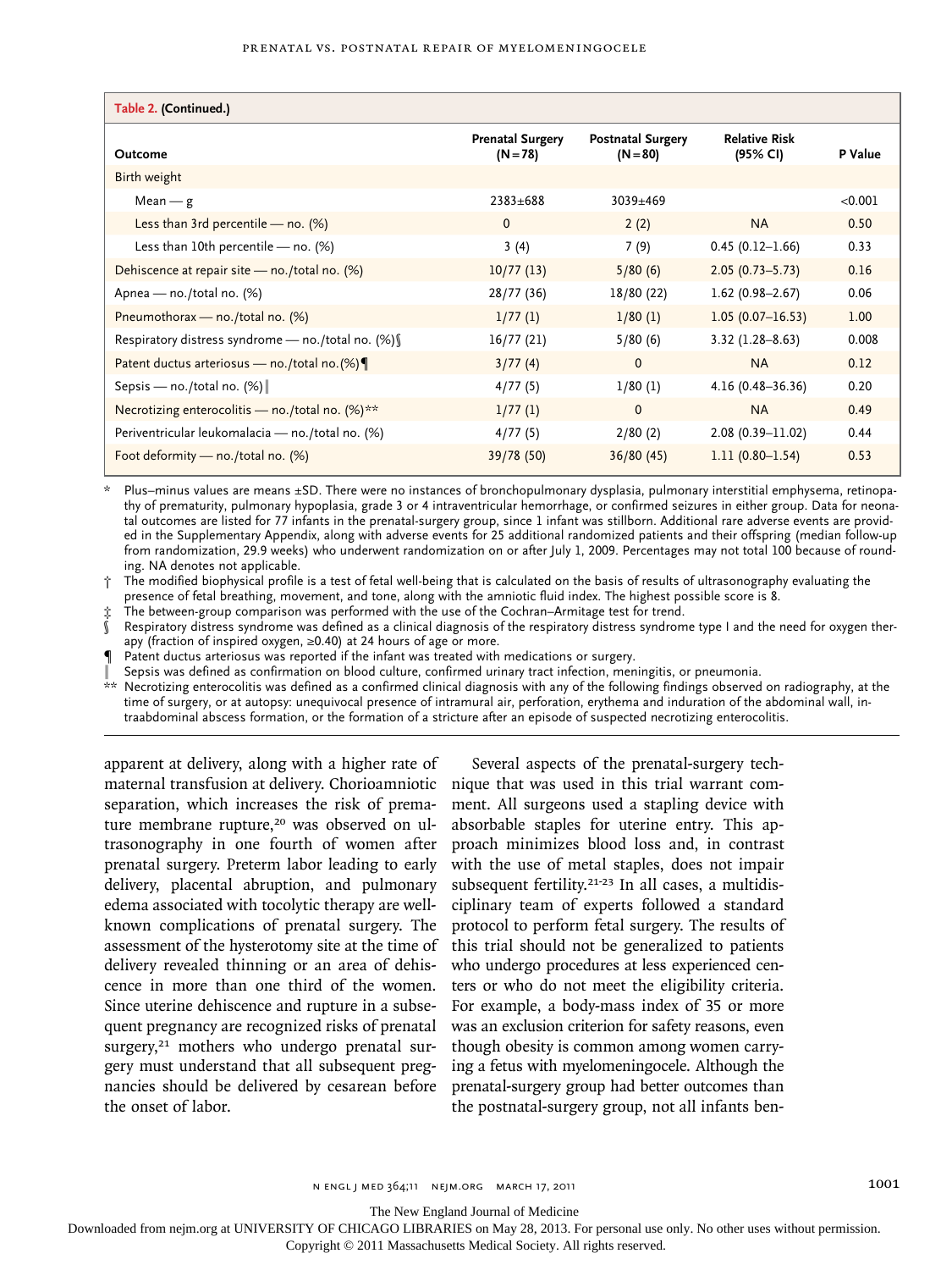**Table 2. (Continued.)**

| Outcome | Prenatal Surgery (N=78) | Postnatal Surgery (N=80) | Relative Risk (95% CI) | P Value |
|---|---|---|---|---|
| Birth weight | | | | |
| Mean — g | 2383±688 | 3039±469 | | <0.001 |
| Less than 3rd percentile — no. (%) | 0 | 2 (2) | NA | 0.50 |
| Less than 10th percentile — no. (%) | 3 (4) | 7 (9) | 0.45 (0.12–1.66) | 0.33 |
| Dehiscence at repair site — no./total no. (%) | 10/77 (13) | 5/80 (6) | 2.05 (0.73–5.73) | 0.16 |
| Apnea — no./total no. (%) | 28/77 (36) | 18/80 (22) | 1.62 (0.98–2.67) | 0.06 |
| Pneumothorax — no./total no. (%) | 1/77 (1) | 1/80 (1) | 1.05 (0.07–16.53) | 1.00 |
| Respiratory distress syndrome — no./total no. (%)§ | 16/77 (21) | 5/80 (6) | 3.32 (1.28–8.63) | 0.008 |
| Patent ductus arteriosus — no./total no.(%)¶ | 3/77 (4) | 0 | NA | 0.12 |
| Sepsis — no./total no. (%)‖ | 4/77 (5) | 1/80 (1) | 4.16 (0.48–36.36) | 0.20 |
| Necrotizing enterocolitis — no./total no. (%)** | 1/77 (1) | 0 | NA | 0.49 |
| Periventricular leukomalacia — no./total no. (%) | 4/77 (5) | 2/80 (2) | 2.08 (0.39–11.02) | 0.44 |
| Foot deformity — no./total no. (%) | 39/78 (50) | 36/80 (45) | 1.11 (0.80–1.54) | 0.53 |

\* Plus–minus values are means ±SD. There were no instances of bronchopulmonary dysplasia, pulmonary interstitial emphysema, retinopathy of prematurity, pulmonary hypoplasia, grade 3 or 4 intraventricular hemorrhage, or confirmed seizures in either group. Data for neonatal outcomes are listed for 77 infants in the prenatal-surgery group, since 1 infant was stillborn. Additional rare adverse events are provided in the Supplementary Appendix, along with adverse events for 25 additional randomized patients and their offspring (median follow-up from randomization, 29.9 weeks) who underwent randomization on or after July 1, 2009. Percentages may not total 100 because of rounding. NA denotes not applicable.

† The modified biophysical profile is a test of fetal well-being that is calculated on the basis of results of ultrasonography evaluating the presence of fetal breathing, movement, and tone, along with the amniotic fluid index. The highest possible score is 8.

‡ The between-group comparison was performed with the use of the Cochran–Armitage test for trend.

§ Respiratory distress syndrome was defined as a clinical diagnosis of the respiratory distress syndrome type I and the need for oxygen therapy (fraction of inspired oxygen, ≥0.40) at 24 hours of age or more.

¶ Patent ductus arteriosus was reported if the infant was treated with medications or surgery.

‖ Sepsis was defined as confirmation on blood culture, confirmed urinary tract infection, meningitis, or pneumonia.

\*\* Necrotizing enterocolitis was defined as a confirmed clinical diagnosis with any of the following findings observed on radiography, at the time of surgery, or at autopsy: unequivocal presence of intramural air, perforation, erythema and induration of the abdominal wall, intraabdominal abscess formation, or the formation of a stricture after an episode of suspected necrotizing enterocolitis.

apparent at delivery, along with a higher rate of maternal transfusion at delivery. Chorioamniotic separation, which increases the risk of premature membrane rupture,[20] was observed on ultrasonography in one fourth of women after prenatal surgery. Preterm labor leading to early delivery, placental abruption, and pulmonary edema associated with tocolytic therapy are well-known complications of prenatal surgery. The assessment of the hysterotomy site at the time of delivery revealed thinning or an area of dehiscence in more than one third of the women. Since uterine dehiscence and rupture in a subsequent pregnancy are recognized risks of prenatal surgery,[21] mothers who undergo prenatal surgery must understand that all subsequent pregnancies should be delivered by cesarean before the onset of labor.

Several aspects of the prenatal-surgery technique that was used in this trial warrant comment. All surgeons used a stapling device with absorbable staples for uterine entry. This approach minimizes blood loss and, in contrast with the use of metal staples, does not impair subsequent fertility.[21-23] In all cases, a multidisciplinary team of experts followed a standard protocol to perform fetal surgery. The results of this trial should not be generalized to patients who undergo procedures at less experienced centers or who do not meet the eligibility criteria. For example, a body-mass index of 35 or more was an exclusion criterion for safety reasons, even though obesity is common among women carrying a fetus with myelomeningocele. Although the prenatal-surgery group had better outcomes than the postnatal-surgery group, not all infants ben-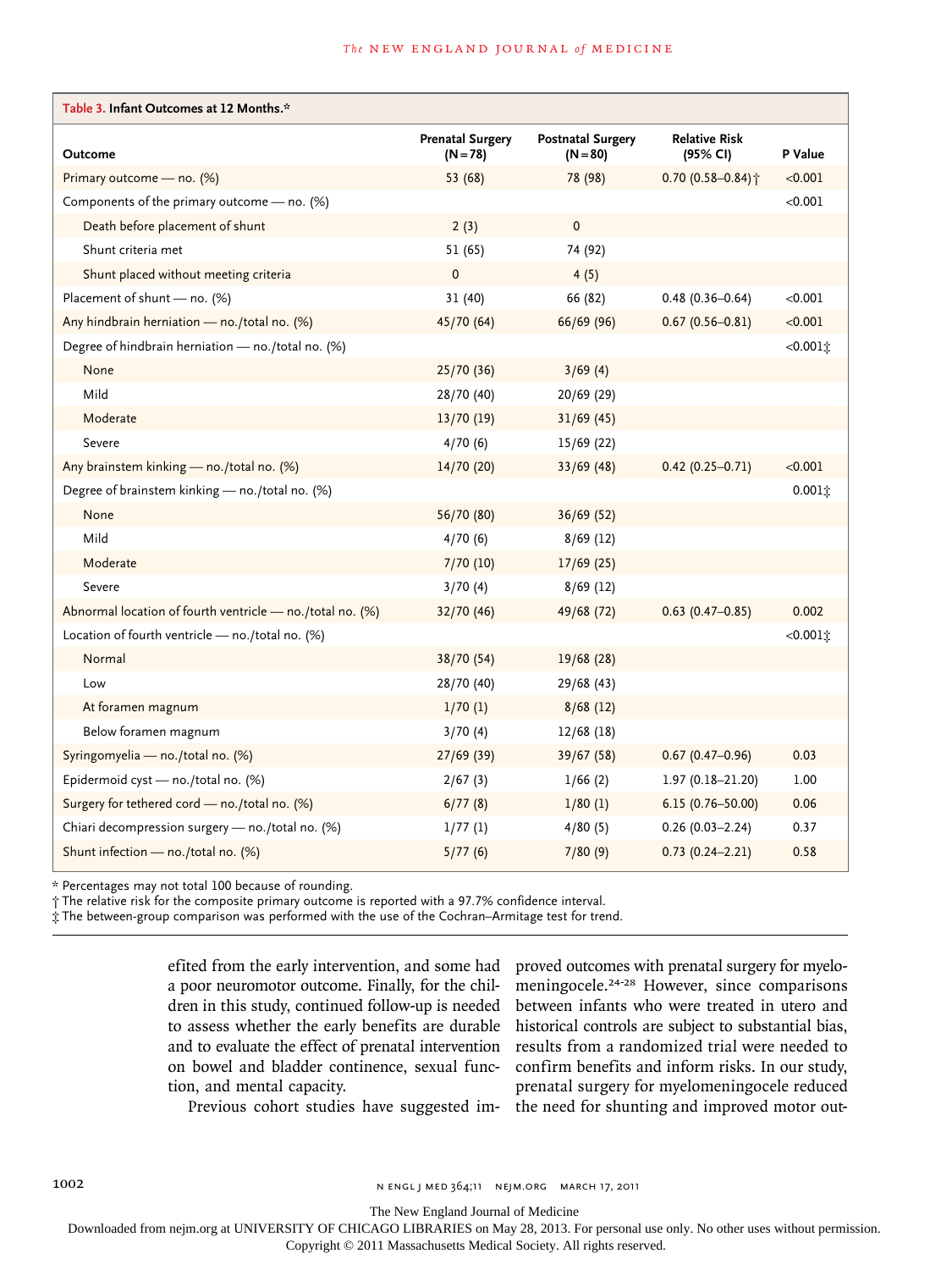**Table 3. Infant Outcomes at 12 Months.***

| Outcome | Prenatal Surgery (N=78) | Postnatal Surgery (N=80) | Relative Risk (95% CI) | P Value |
|---|---|---|---|---|
| Primary outcome — no. (%) | 53 (68) | 78 (98) | 0.70 (0.58–0.84)† | <0.001 |
| Components of the primary outcome — no. (%) | | | | <0.001 |
| Death before placement of shunt | 2 (3) | 0 | | |
| Shunt criteria met | 51 (65) | 74 (92) | | |
| Shunt placed without meeting criteria | 0 | 4 (5) | | |
| Placement of shunt — no. (%) | 31 (40) | 66 (82) | 0.48 (0.36–0.64) | <0.001 |
| Any hindbrain herniation — no./total no. (%) | 45/70 (64) | 66/69 (96) | 0.67 (0.56–0.81) | <0.001 |
| Degree of hindbrain herniation — no./total no. (%) | | | | <0.001‡ |
| None | 25/70 (36) | 3/69 (4) | | |
| Mild | 28/70 (40) | 20/69 (29) | | |
| Moderate | 13/70 (19) | 31/69 (45) | | |
| Severe | 4/70 (6) | 15/69 (22) | | |
| Any brainstem kinking — no./total no. (%) | 14/70 (20) | 33/69 (48) | 0.42 (0.25–0.71) | <0.001 |
| Degree of brainstem kinking — no./total no. (%) | | | | 0.001‡ |
| None | 56/70 (80) | 36/69 (52) | | |
| Mild | 4/70 (6) | 8/69 (12) | | |
| Moderate | 7/70 (10) | 17/69 (25) | | |
| Severe | 3/70 (4) | 8/69 (12) | | |
| Abnormal location of fourth ventricle — no./total no. (%) | 32/70 (46) | 49/68 (72) | 0.63 (0.47–0.85) | 0.002 |
| Location of fourth ventricle — no./total no. (%) | | | | <0.001‡ |
| Normal | 38/70 (54) | 19/68 (28) | | |
| Low | 28/70 (40) | 29/68 (43) | | |
| At foramen magnum | 1/70 (1) | 8/68 (12) | | |
| Below foramen magnum | 3/70 (4) | 12/68 (18) | | |
| Syringomyelia — no./total no. (%) | 27/69 (39) | 39/67 (58) | 0.67 (0.47–0.96) | 0.03 |
| Epidermoid cyst — no./total no. (%) | 2/67 (3) | 1/66 (2) | 1.97 (0.18–21.20) | 1.00 |
| Surgery for tethered cord — no./total no. (%) | 6/77 (8) | 1/80 (1) | 6.15 (0.76–50.00) | 0.06 |
| Chiari decompression surgery — no./total no. (%) | 1/77 (1) | 4/80 (5) | 0.26 (0.03–2.24) | 0.37 |
| Shunt infection — no./total no. (%) | 5/77 (6) | 7/80 (9) | 0.73 (0.24–2.21) | 0.58 |

\* Percentages may not total 100 because of rounding.
† The relative risk for the composite primary outcome is reported with a 97.7% confidence interval.
‡ The between-group comparison was performed with the use of the Cochran–Armitage test for trend.

efited from the early intervention, and some had a poor neuromotor outcome. Finally, for the children in this study, continued follow-up is needed to assess whether the early benefits are durable and to evaluate the effect of prenatal intervention on bowel and bladder continence, sexual function, and mental capacity.

Previous cohort studies have suggested improved outcomes with prenatal surgery for myelomeningocele.[24-28] However, since comparisons between infants who were treated in utero and historical controls are subject to substantial bias, results from a randomized trial were needed to confirm benefits and inform risks. In our study, prenatal surgery for myelomeningocele reduced the need for shunting and improved motor out-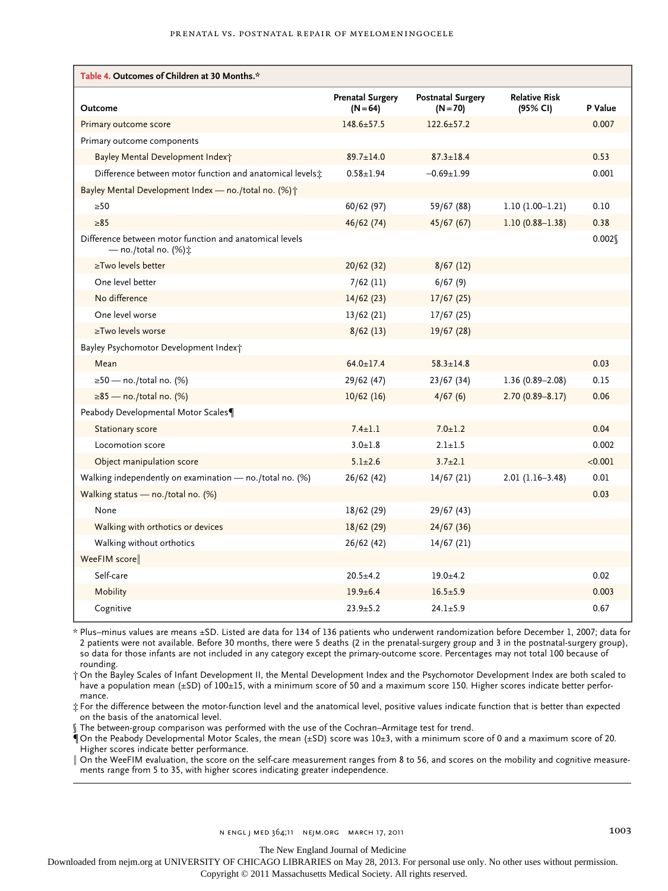**Table 4. Outcomes of Children at 30 Months.***

| Outcome | Prenatal Surgery (N=64) | Postnatal Surgery (N=70) | Relative Risk (95% CI) | P Value |
|---|---|---|---|---|
| Primary outcome score | 148.6±57.5 | 122.6±57.2 | | 0.007 |
| Primary outcome components | | | | |
| Bayley Mental Development Index† | 89.7±14.0 | 87.3±18.4 | | 0.53 |
| Difference between motor function and anatomical levels‡ | 0.58±1.94 | −0.69±1.99 | | 0.001 |
| Bayley Mental Development Index — no./total no. (%)† | | | | |
| ≥50 | 60/62 (97) | 59/67 (88) | 1.10 (1.00–1.21) | 0.10 |
| ≥85 | 46/62 (74) | 45/67 (67) | 1.10 (0.88–1.38) | 0.38 |
| Difference between motor function and anatomical levels — no./total no. (%)‡ | | | | 0.002§ |
| ≥Two levels better | 20/62 (32) | 8/67 (12) | | |
| One level better | 7/62 (11) | 6/67 (9) | | |
| No difference | 14/62 (23) | 17/67 (25) | | |
| One level worse | 13/62 (21) | 17/67 (25) | | |
| ≥Two levels worse | 8/62 (13) | 19/67 (28) | | |
| Bayley Psychomotor Development Index† | | | | |
| Mean | 64.0±17.4 | 58.3±14.8 | | 0.03 |
| ≥50 — no./total no. (%) | 29/62 (47) | 23/67 (34) | 1.36 (0.89–2.08) | 0.15 |
| ≥85 — no./total no. (%) | 10/62 (16) | 4/67 (6) | 2.70 (0.89–8.17) | 0.06 |
| Peabody Developmental Motor Scales¶ | | | | |
| Stationary score | 7.4±1.1 | 7.0±1.2 | | 0.04 |
| Locomotion score | 3.0±1.8 | 2.1±1.5 | | 0.002 |
| Object manipulation score | 5.1±2.6 | 3.7±2.1 | | <0.001 |
| Walking independently on examination — no./total no. (%) | 26/62 (42) | 14/67 (21) | 2.01 (1.16–3.48) | 0.01 |
| Walking status — no./total no. (%) | | | | 0.03 |
| None | 18/62 (29) | 29/67 (43) | | |
| Walking with orthotics or devices | 18/62 (29) | 24/67 (36) | | |
| Walking without orthotics | 26/62 (42) | 14/67 (21) | | |
| WeeFIM score‖ | | | | |
| Self-care | 20.5±4.2 | 19.0±4.2 | | 0.02 |
| Mobility | 19.9±6.4 | 16.5±5.9 | | 0.003 |
| Cognitive | 23.9±5.2 | 24.1±5.9 | | 0.67 |

\* Plus–minus values are means ±SD. Listed are data for 134 of 136 patients who underwent randomization before December 1, 2007; data for 2 patients were not available. Before 30 months, there were 5 deaths (2 in the prenatal-surgery group and 3 in the postnatal-surgery group), so data for those infants are not included in any category except the primary-outcome score. Percentages may not total 100 because of rounding.

† On the Bayley Scales of Infant Development II, the Mental Development Index and the Psychomotor Development Index are both scaled to have a population mean (±SD) of 100±15, with a minimum score of 50 and a maximum score 150. Higher scores indicate better performance.

‡ For the difference between the motor-function level and the anatomical level, positive values indicate function that is better than expected on the basis of the anatomical level.

§ The between-group comparison was performed with the use of the Cochran–Armitage test for trend.

¶ On the Peabody Developmental Motor Scales, the mean (±SD) score was 10±3, with a minimum score of 0 and a maximum score of 20. Higher scores indicate better performance.

‖ On the WeeFIM evaluation, the score on the self-care measurement ranges from 8 to 56, and scores on the mobility and cognitive measurements range from 5 to 35, with higher scores indicating greater independence.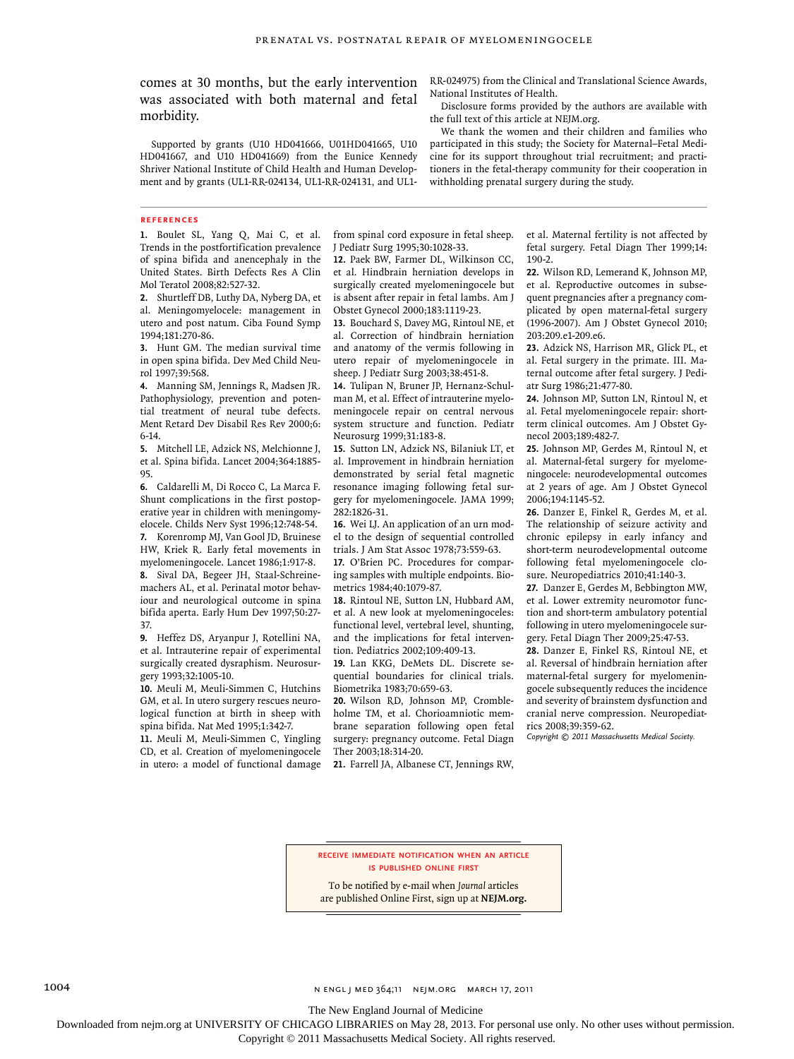comes at 30 months, but the early intervention was associated with both maternal and fetal morbidity.

Supported by grants (U10 HD041666, U01HD041665, U10 HD041667, and U10 HD041669) from the Eunice Kennedy Shriver National Institute of Child Health and Human Development and by grants (UL1-RR-024134, UL1-RR-024131, and UL1-RR-024975) from the Clinical and Translational Science Awards, National Institutes of Health.

Disclosure forms provided by the authors are available with the full text of this article at NEJM.org.

We thank the women and their children and families who participated in this study; the Society for Maternal–Fetal Medicine for its support throughout trial recruitment; and practitioners in the fetal-therapy community for their cooperation in withholding prenatal surgery during the study.

## References

1. Boulet SL, Yang Q, Mai C, et al. Trends in the postfortification prevalence of spina bifida and anencephaly in the United States. Birth Defects Res A Clin Mol Teratol 2008;82:527-32.
2. Shurtleff DB, Luthy DA, Nyberg DA, et al. Meningomyelocele: management in utero and post natum. Ciba Found Symp 1994;181:270-86.
3. Hunt GM. The median survival time in open spina bifida. Dev Med Child Neurol 1997;39:568.
4. Manning SM, Jennings R, Madsen JR. Pathophysiology, prevention and potential treatment of neural tube defects. Ment Retard Dev Disabil Res Rev 2000;6:6-14.
5. Mitchell LE, Adzick NS, Melchionne J, et al. Spina bifida. Lancet 2004;364:1885-95.
6. Caldarelli M, Di Rocco C, La Marca F. Shunt complications in the first postoperative year in children with meningomyelocele. Childs Nerv Syst 1996;12:748-54.
7. Korenromp MJ, Van Gool JD, Bruinese HW, Kriek R. Early fetal movements in myelomeningocele. Lancet 1986;1:917-8.
8. Sival DA, Begeer JH, Staal-Schreinemachers AL, et al. Perinatal motor behaviour and neurological outcome in spina bifida aperta. Early Hum Dev 1997;50:27-37.
9. Heffez DS, Aryanpur J, Rotellini NA, et al. Intrauterine repair of experimental surgically created dysraphism. Neurosurgery 1993;32:1005-10.
10. Meuli M, Meuli-Simmen C, Hutchins GM, et al. In utero surgery rescues neurological function at birth in sheep with spina bifida. Nat Med 1995;1:342-7.
11. Meuli M, Meuli-Simmen C, Yingling CD, et al. Creation of myelomeningocele in utero: a model of functional damage from spinal cord exposure in fetal sheep. J Pediatr Surg 1995;30:1028-33.
12. Paek BW, Farmer DL, Wilkinson CC, et al. Hindbrain herniation develops in surgically created myelomeningocele but is absent after repair in fetal lambs. Am J Obstet Gynecol 2000;183:1119-23.
13. Bouchard S, Davey MG, Rintoul NE, et al. Correction of hindbrain herniation and anatomy of the vermis following in utero repair of myelomeningocele in sheep. J Pediatr Surg 2003;38:451-8.
14. Tulipan N, Bruner JP, Hernanz-Schulman M, et al. Effect of intrauterine myelomeningocele repair on central nervous system structure and function. Pediatr Neurosurg 1999;31:183-8.
15. Sutton LN, Adzick NS, Bilaniuk LT, et al. Improvement in hindbrain herniation demonstrated by serial fetal magnetic resonance imaging following fetal surgery for myelomeningocele. JAMA 1999;282:1826-31.
16. Wei LJ. An application of an urn model to the design of sequential controlled trials. J Am Stat Assoc 1978;73:559-63.
17. O'Brien PC. Procedures for comparing samples with multiple endpoints. Biometrics 1984;40:1079-87.
18. Rintoul NE, Sutton LN, Hubbard AM, et al. A new look at myelomeningoceles: functional level, vertebral level, shunting, and the implications for fetal intervention. Pediatrics 2002;109:409-13.
19. Lan KKG, DeMets DL. Discrete sequential boundaries for clinical trials. Biometrika 1983;70:659-63.
20. Wilson RD, Johnson MP, Crombleholme TM, et al. Chorioamniotic membrane separation following open fetal surgery: pregnancy outcome. Fetal Diagn Ther 2003;18:314-20.
21. Farrell JA, Albanese CT, Jennings RW, et al. Maternal fertility is not affected by fetal surgery. Fetal Diagn Ther 1999;14:190-2.
22. Wilson RD, Lemerand K, Johnson MP, et al. Reproductive outcomes in subsequent pregnancies after a pregnancy complicated by open maternal-fetal surgery (1996-2007). Am J Obstet Gynecol 2010;203:209.e1-209.e6.
23. Adzick NS, Harrison MR, Glick PL, et al. Fetal surgery in the primate. III. Maternal outcome after fetal surgery. J Pediatr Surg 1986;21:477-80.
24. Johnson MP, Sutton LN, Rintoul N, et al. Fetal myelomeningocele repair: short-term clinical outcomes. Am J Obstet Gynecol 2003;189:482-7.
25. Johnson MP, Gerdes M, Rintoul N, et al. Maternal-fetal surgery for myelomeningocele: neurodevelopmental outcomes at 2 years of age. Am J Obstet Gynecol 2006;194:1145-52.
26. Danzer E, Finkel R, Gerdes M, et al. The relationship of seizure activity and chronic epilepsy in early infancy and short-term neurodevelopmental outcome following fetal myelomeningocele closure. Neuropediatrics 2010;41:140-3.
27. Danzer E, Gerdes M, Bebbington MW, et al. Lower extremity neuromotor function and short-term ambulatory potential following in utero myelomeningocele surgery. Fetal Diagn Ther 2009;25:47-53.
28. Danzer E, Finkel RS, Rintoul NE, et al. Reversal of hindbrain herniation after maternal-fetal surgery for myelomeningocele subsequently reduces the incidence and severity of brainstem dysfunction and cranial nerve compression. Neuropediatrics 2008;39:359-62.

*Copyright © 2011 Massachusetts Medical Society.*

RECEIVE IMMEDIATE NOTIFICATION WHEN AN ARTICLE IS PUBLISHED ONLINE FIRST

To be notified by e-mail when *Journal* articles are published Online First, sign up at **NEJM.org.**